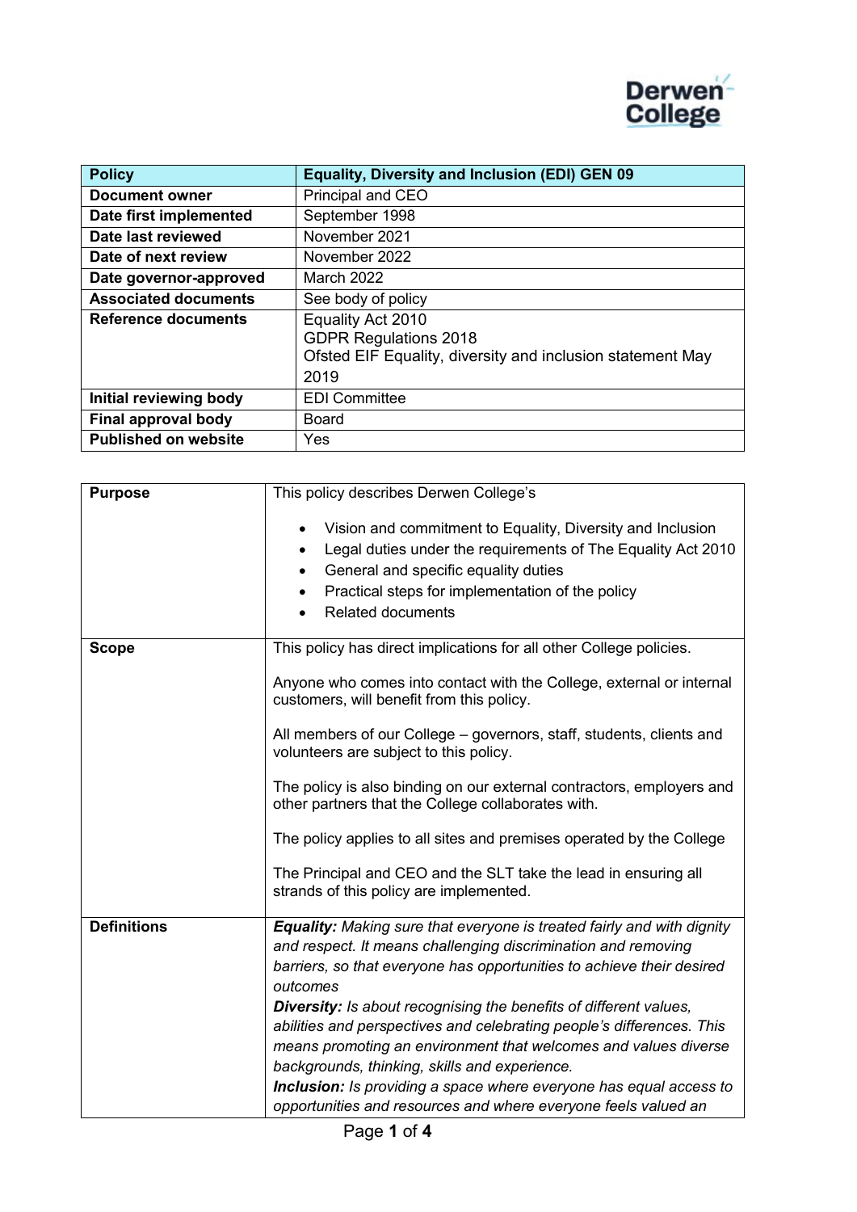Derwen College

| Policy | Equality, Diversity and Inclusion (EDI) GEN 09 |
|---|---|
| **Document owner** | Principal and CEO |
| **Date first implemented** | September 1998 |
| **Date last reviewed** | November 2021 |
| **Date of next review** | November 2022 |
| **Date governor-approved** | March 2022 |
| **Associated documents** | See body of policy |
| **Reference documents** | Equality Act 2010<br>GDPR Regulations 2018<br>Ofsted EIF Equality, diversity and inclusion statement May 2019 |
| **Initial reviewing body** | EDI Committee |
| **Final approval body** | Board |
| **Published on website** | Yes |

| | |
|---|---|
| **Purpose** | This policy describes Derwen College's<br>• Vision and commitment to Equality, Diversity and Inclusion<br>• Legal duties under the requirements of The Equality Act 2010<br>• General and specific equality duties<br>• Practical steps for implementation of the policy<br>• Related documents |
| **Scope** | This policy has direct implications for all other College policies.<br><br>Anyone who comes into contact with the College, external or internal customers, will benefit from this policy.<br><br>All members of our College – governors, staff, students, clients and volunteers are subject to this policy.<br><br>The policy is also binding on our external contractors, employers and other partners that the College collaborates with.<br><br>The policy applies to all sites and premises operated by the College<br><br>The Principal and CEO and the SLT take the lead in ensuring all strands of this policy are implemented. |
| **Definitions** | ***Equality:*** *Making sure that everyone is treated fairly and with dignity and respect. It means challenging discrimination and removing barriers, so that everyone has opportunities to achieve their desired outcomes*<br>***Diversity:*** *Is about recognising the benefits of different values, abilities and perspectives and celebrating people's differences. This means promoting an environment that welcomes and values diverse backgrounds, thinking, skills and experience.*<br>***Inclusion:*** *Is providing a space where everyone has equal access to opportunities and resources and where everyone feels valued an* |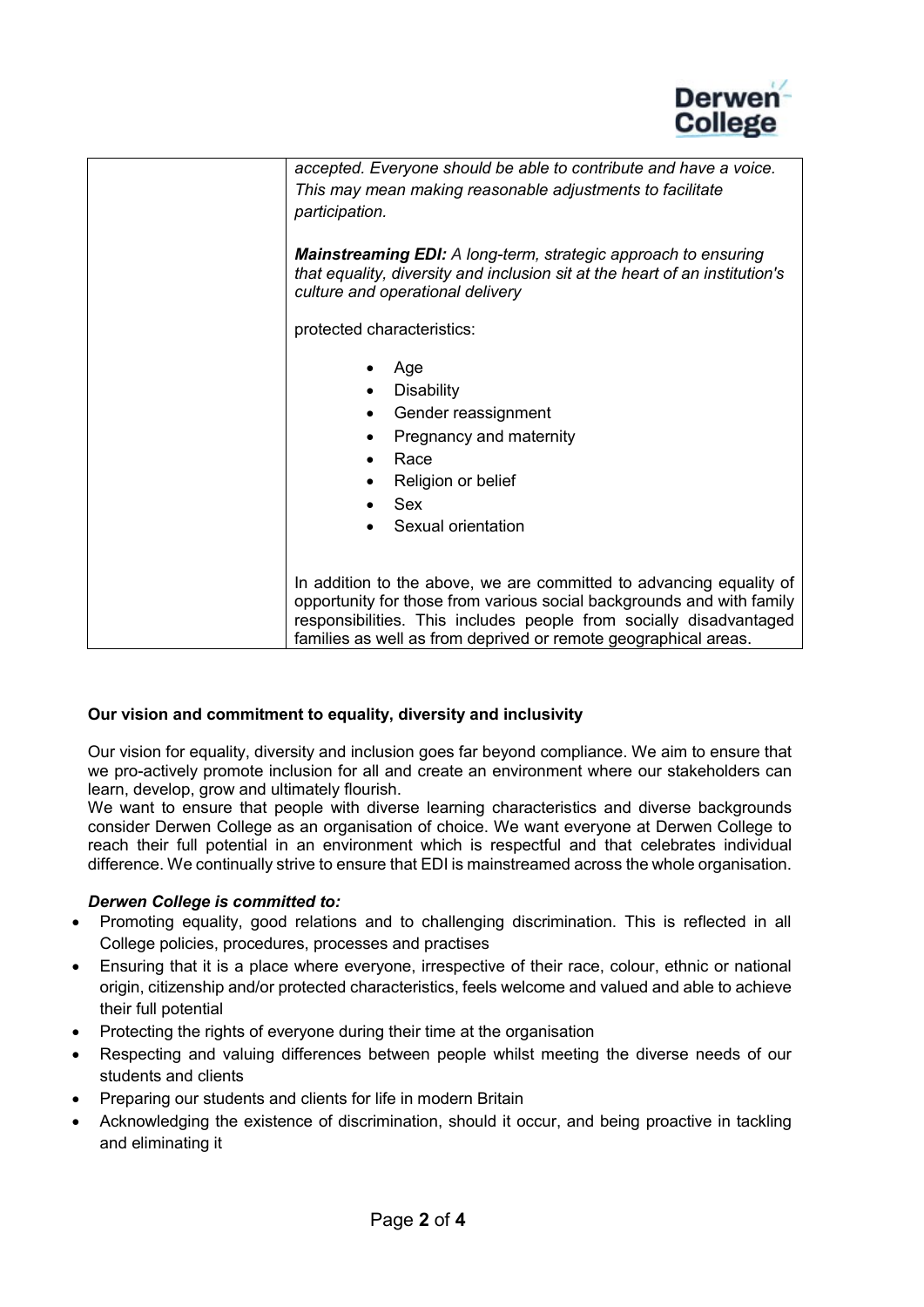| | |
|---|---|
| | *accepted. Everyone should be able to contribute and have a voice. This may mean making reasonable adjustments to facilitate participation.*<br><br>***Mainstreaming EDI:*** *A long-term, strategic approach to ensuring that equality, diversity and inclusion sit at the heart of an institution's culture and operational delivery*<br><br>protected characteristics:<br><br>• Age<br>• Disability<br>• Gender reassignment<br>• Pregnancy and maternity<br>• Race<br>• Religion or belief<br>• Sex<br>• Sexual orientation<br><br>In addition to the above, we are committed to advancing equality of opportunity for those from various social backgrounds and with family responsibilities. This includes people from socially disadvantaged families as well as from deprived or remote geographical areas. |

**Our vision and commitment to equality, diversity and inclusivity**

Our vision for equality, diversity and inclusion goes far beyond compliance. We aim to ensure that we pro-actively promote inclusion for all and create an environment where our stakeholders can learn, develop, grow and ultimately flourish.
We want to ensure that people with diverse learning characteristics and diverse backgrounds consider Derwen College as an organisation of choice. We want everyone at Derwen College to reach their full potential in an environment which is respectful and that celebrates individual difference. We continually strive to ensure that EDI is mainstreamed across the whole organisation.

***Derwen College is committed to:***

- Promoting equality, good relations and to challenging discrimination. This is reflected in all College policies, procedures, processes and practises
- Ensuring that it is a place where everyone, irrespective of their race, colour, ethnic or national origin, citizenship and/or protected characteristics, feels welcome and valued and able to achieve their full potential
- Protecting the rights of everyone during their time at the organisation
- Respecting and valuing differences between people whilst meeting the diverse needs of our students and clients
- Preparing our students and clients for life in modern Britain
- Acknowledging the existence of discrimination, should it occur, and being proactive in tackling and eliminating it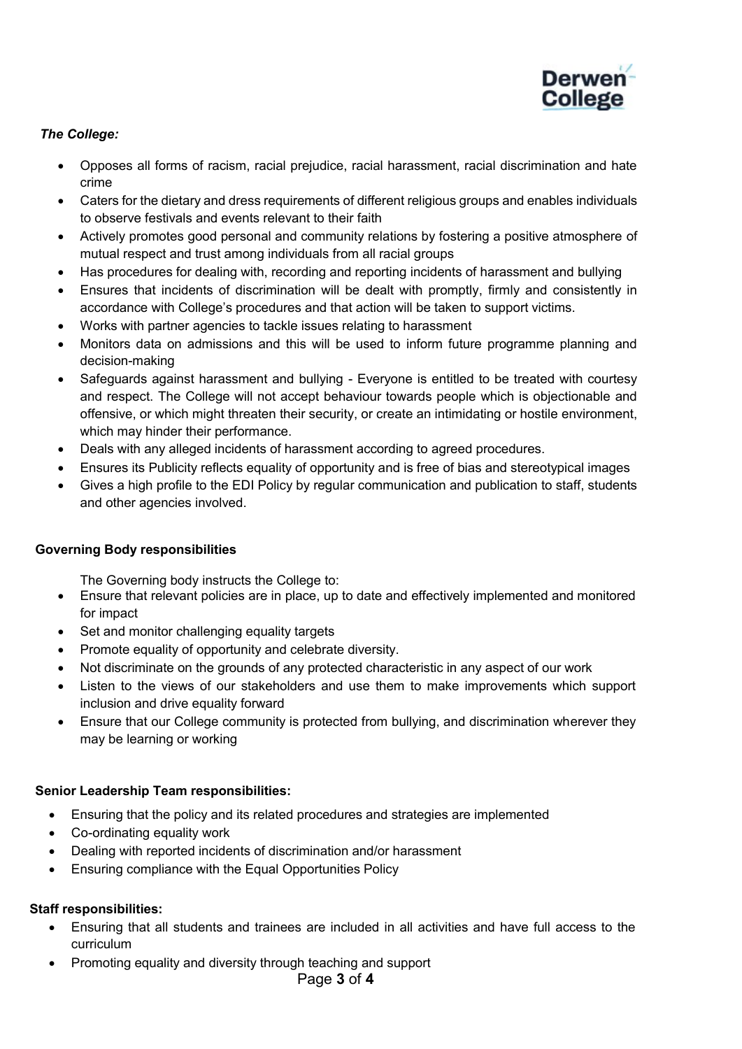***The College:***

- Opposes all forms of racism, racial prejudice, racial harassment, racial discrimination and hate crime
- Caters for the dietary and dress requirements of different religious groups and enables individuals to observe festivals and events relevant to their faith
- Actively promotes good personal and community relations by fostering a positive atmosphere of mutual respect and trust among individuals from all racial groups
- Has procedures for dealing with, recording and reporting incidents of harassment and bullying
- Ensures that incidents of discrimination will be dealt with promptly, firmly and consistently in accordance with College's procedures and that action will be taken to support victims.
- Works with partner agencies to tackle issues relating to harassment
- Monitors data on admissions and this will be used to inform future programme planning and decision-making
- Safeguards against harassment and bullying - Everyone is entitled to be treated with courtesy and respect. The College will not accept behaviour towards people which is objectionable and offensive, or which might threaten their security, or create an intimidating or hostile environment, which may hinder their performance.
- Deals with any alleged incidents of harassment according to agreed procedures.
- Ensures its Publicity reflects equality of opportunity and is free of bias and stereotypical images
- Gives a high profile to the EDI Policy by regular communication and publication to staff, students and other agencies involved.

**Governing Body responsibilities**

The Governing body instructs the College to:

- Ensure that relevant policies are in place, up to date and effectively implemented and monitored for impact
- Set and monitor challenging equality targets
- Promote equality of opportunity and celebrate diversity.
- Not discriminate on the grounds of any protected characteristic in any aspect of our work
- Listen to the views of our stakeholders and use them to make improvements which support inclusion and drive equality forward
- Ensure that our College community is protected from bullying, and discrimination wherever they may be learning or working

**Senior Leadership Team responsibilities:**

- Ensuring that the policy and its related procedures and strategies are implemented
- Co-ordinating equality work
- Dealing with reported incidents of discrimination and/or harassment
- Ensuring compliance with the Equal Opportunities Policy

**Staff responsibilities:**

- Ensuring that all students and trainees are included in all activities and have full access to the curriculum
- Promoting equality and diversity through teaching and support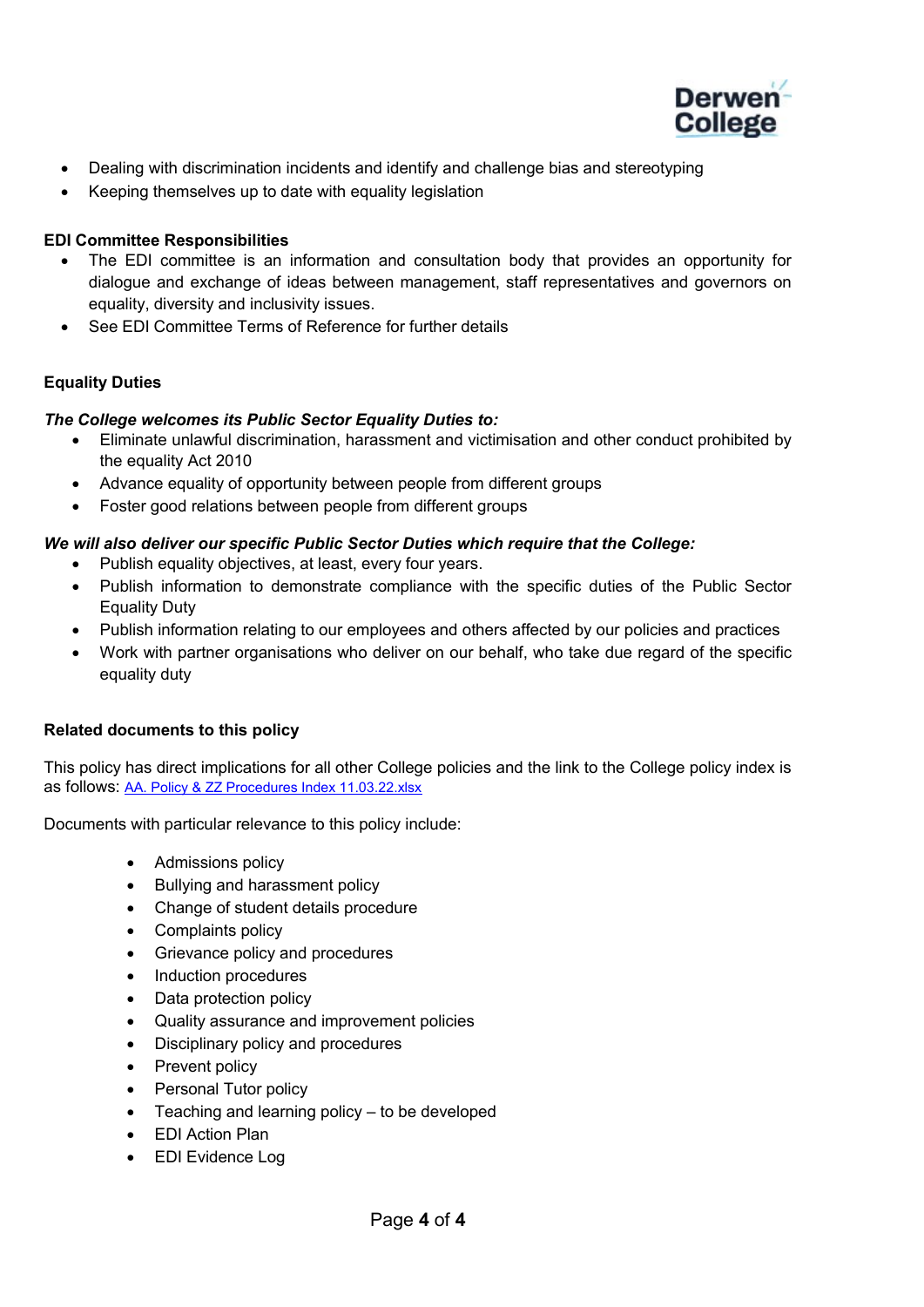- Dealing with discrimination incidents and identify and challenge bias and stereotyping
- Keeping themselves up to date with equality legislation

**EDI Committee Responsibilities**

- The EDI committee is an information and consultation body that provides an opportunity for dialogue and exchange of ideas between management, staff representatives and governors on equality, diversity and inclusivity issues.
- See EDI Committee Terms of Reference for further details

**Equality Duties**

***The College welcomes its Public Sector Equality Duties to:***

- Eliminate unlawful discrimination, harassment and victimisation and other conduct prohibited by the equality Act 2010
- Advance equality of opportunity between people from different groups
- Foster good relations between people from different groups

***We will also deliver our specific Public Sector Duties which require that the College:***

- Publish equality objectives, at least, every four years.
- Publish information to demonstrate compliance with the specific duties of the Public Sector Equality Duty
- Publish information relating to our employees and others affected by our policies and practices
- Work with partner organisations who deliver on our behalf, who take due regard of the specific equality duty

**Related documents to this policy**

This policy has direct implications for all other College policies and the link to the College policy index is as follows: [AA. Policy & ZZ Procedures Index 11.03.22.xlsx]()

Documents with particular relevance to this policy include:

- Admissions policy
- Bullying and harassment policy
- Change of student details procedure
- Complaints policy
- Grievance policy and procedures
- Induction procedures
- Data protection policy
- Quality assurance and improvement policies
- Disciplinary policy and procedures
- Prevent policy
- Personal Tutor policy
- Teaching and learning policy – to be developed
- EDI Action Plan
- EDI Evidence Log